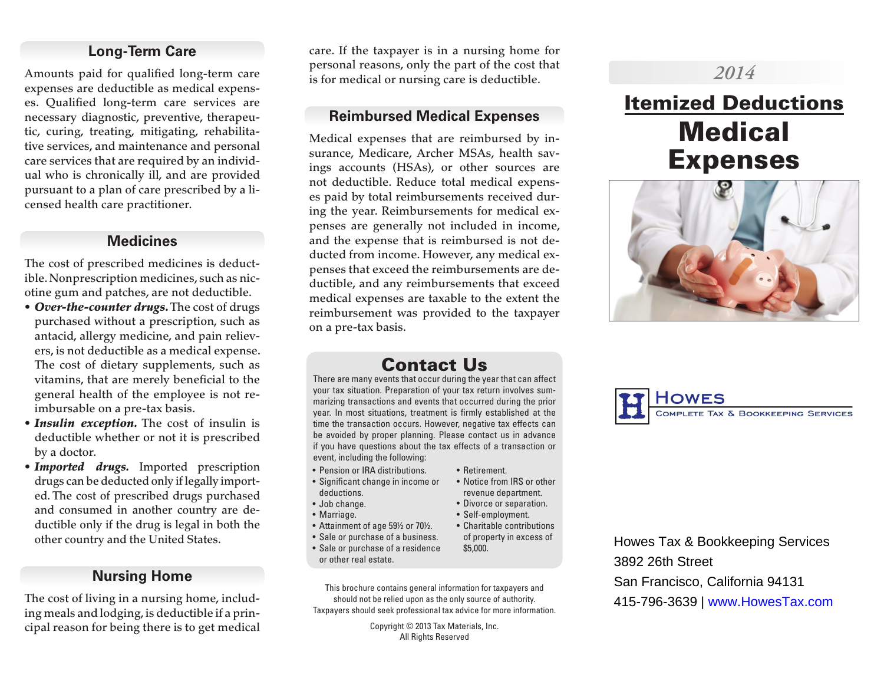## Long-Term Care

Amounts paid for qualified long-term care expenses are deductible as medical expenses. Qualified long-term care services are necessary diagnostic, preventive, therapeutic, curing, treating, mitigating, rehabilitative services, and maintenance and personal care services that are required by an individual who is chronically ill, and are provided pursuant to a plan of care prescribed by a licensed health care practitioner.

## Medicines

The cost of prescribed medicines is deductible. Nonprescription medicines, such as nicotine gum and patches, are not deductible.

- ***Over-the-counter drugs.*** The cost of drugs purchased without a prescription, such as antacid, allergy medicine, and pain relievers, is not deductible as a medical expense. The cost of dietary supplements, such as vitamins, that are merely beneficial to the general health of the employee is not reimbursable on a pre-tax basis.
- ***Insulin exception.*** The cost of insulin is deductible whether or not it is prescribed by a doctor.
- ***Imported drugs.*** Imported prescription drugs can be deducted only if legally imported. The cost of prescribed drugs purchased and consumed in another country are deductible only if the drug is legal in both the other country and the United States.

## Nursing Home

The cost of living in a nursing home, including meals and lodging, is deductible if a principal reason for being there is to get medical care. If the taxpayer is in a nursing home for personal reasons, only the part of the cost that is for medical or nursing care is deductible.

## Reimbursed Medical Expenses

Medical expenses that are reimbursed by insurance, Medicare, Archer MSAs, health savings accounts (HSAs), or other sources are not deductible. Reduce total medical expenses paid by total reimbursements received during the year. Reimbursements for medical expenses are generally not included in income, and the expense that is reimbursed is not deducted from income. However, any medical expenses that exceed the reimbursements are deductible, and any reimbursements that exceed medical expenses are taxable to the extent the reimbursement was provided to the taxpayer on a pre-tax basis.

## Contact Us

There are many events that occur during the year that can affect your tax situation. Preparation of your tax return involves summarizing transactions and events that occurred during the prior year. In most situations, treatment is firmly established at the time the transaction occurs. However, negative tax effects can be avoided by proper planning. Please contact us in advance if you have questions about the tax effects of a transaction or event, including the following:

- Pension or IRA distributions.
- Significant change in income or deductions.
- Job change.
- Marriage.
- Attainment of age 59½ or 70½.
- Sale or purchase of a business.
- Sale or purchase of a residence or other real estate.
- Retirement.
- Notice from IRS or other revenue department.
- Divorce or separation.
- Self-employment.
- Charitable contributions of property in excess of $5,000.

This brochure contains general information for taxpayers and should not be relied upon as the only source of authority. Taxpayers should seek professional tax advice for more information.

Copyright © 2013 Tax Materials, Inc.
All Rights Reserved

*2014*

# Itemized Deductions

# Medical Expenses

HOWES
COMPLETE TAX & BOOKKEEPING SERVICES

Howes Tax & Bookkeeping Services
3892 26th Street
San Francisco, California 94131
415-796-3639 | www.HowesTax.com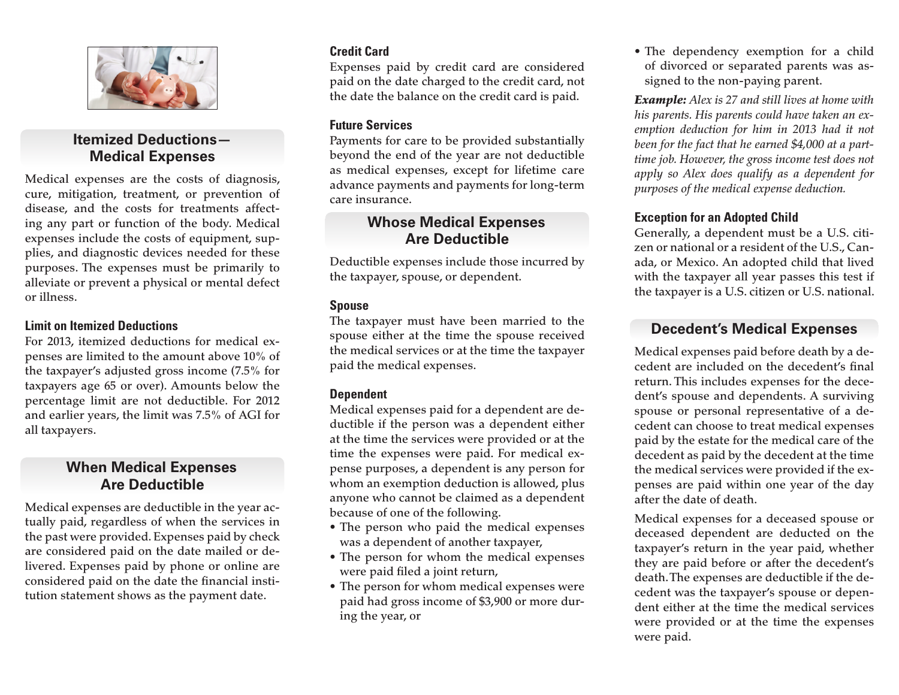## Itemized Deductions—Medical Expenses

Medical expenses are the costs of diagnosis, cure, mitigation, treatment, or prevention of disease, and the costs for treatments affecting any part or function of the body. Medical expenses include the costs of equipment, supplies, and diagnostic devices needed for these purposes. The expenses must be primarily to alleviate or prevent a physical or mental defect or illness.

### Limit on Itemized Deductions

For 2013, itemized deductions for medical expenses are limited to the amount above 10% of the taxpayer's adjusted gross income (7.5% for taxpayers age 65 or over). Amounts below the percentage limit are not deductible. For 2012 and earlier years, the limit was 7.5% of AGI for all taxpayers.

## When Medical Expenses Are Deductible

Medical expenses are deductible in the year actually paid, regardless of when the services in the past were provided. Expenses paid by check are considered paid on the date mailed or delivered. Expenses paid by phone or online are considered paid on the date the financial institution statement shows as the payment date.

### Credit Card

Expenses paid by credit card are considered paid on the date charged to the credit card, not the date the balance on the credit card is paid.

### Future Services

Payments for care to be provided substantially beyond the end of the year are not deductible as medical expenses, except for lifetime care advance payments and payments for long-term care insurance.

## Whose Medical Expenses Are Deductible

Deductible expenses include those incurred by the taxpayer, spouse, or dependent.

### Spouse

The taxpayer must have been married to the spouse either at the time the spouse received the medical services or at the time the taxpayer paid the medical expenses.

### Dependent

Medical expenses paid for a dependent are deductible if the person was a dependent either at the time the services were provided or at the time the expenses were paid. For medical expense purposes, a dependent is any person for whom an exemption deduction is allowed, plus anyone who cannot be claimed as a dependent because of one of the following.

- The person who paid the medical expenses was a dependent of another taxpayer,
- The person for whom the medical expenses were paid filed a joint return,
- The person for whom medical expenses were paid had gross income of $3,900 or more during the year, or
- The dependency exemption for a child of divorced or separated parents was assigned to the non-paying parent.

***Example:*** *Alex is 27 and still lives at home with his parents. His parents could have taken an exemption deduction for him in 2013 had it not been for the fact that he earned $4,000 at a part-time job. However, the gross income test does not apply so Alex does qualify as a dependent for purposes of the medical expense deduction.*

### Exception for an Adopted Child

Generally, a dependent must be a U.S. citizen or national or a resident of the U.S., Canada, or Mexico. An adopted child that lived with the taxpayer all year passes this test if the taxpayer is a U.S. citizen or U.S. national.

## Decedent's Medical Expenses

Medical expenses paid before death by a decedent are included on the decedent's final return. This includes expenses for the decedent's spouse and dependents. A surviving spouse or personal representative of a decedent can choose to treat medical expenses paid by the estate for the medical care of the decedent as paid by the decedent at the time the medical services were provided if the expenses are paid within one year of the day after the date of death.

Medical expenses for a deceased spouse or deceased dependent are deducted on the taxpayer's return in the year paid, whether they are paid before or after the decedent's death. The expenses are deductible if the decedent was the taxpayer's spouse or dependent either at the time the medical services were provided or at the time the expenses were paid.